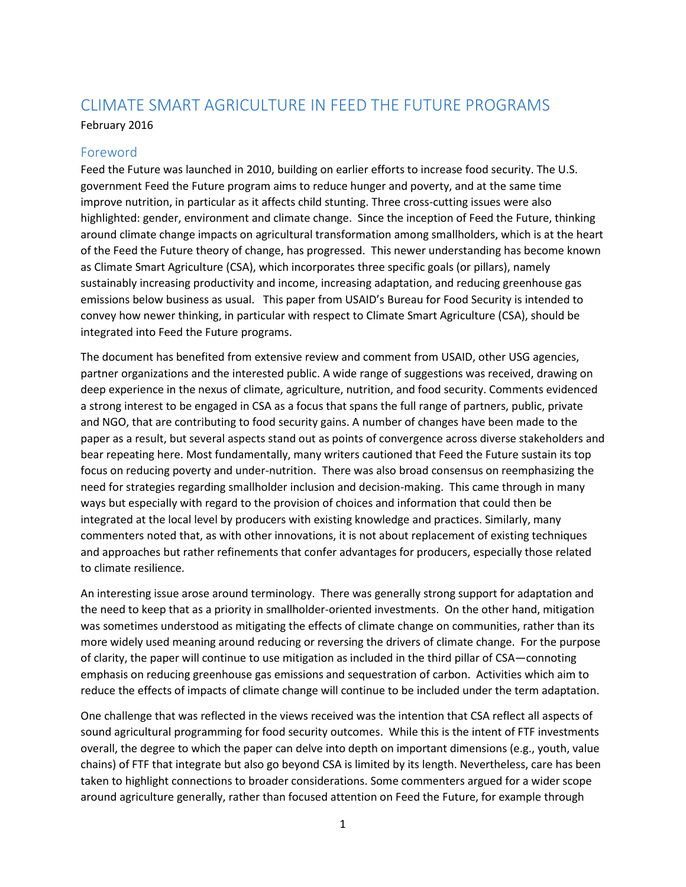# CLIMATE SMART AGRICULTURE IN FEED THE FUTURE PROGRAMS

February 2016

## Foreword

Feed the Future was launched in 2010, building on earlier efforts to increase food security. The U.S. government Feed the Future program aims to reduce hunger and poverty, and at the same time improve nutrition, in particular as it affects child stunting. Three cross-cutting issues were also highlighted: gender, environment and climate change. Since the inception of Feed the Future, thinking around climate change impacts on agricultural transformation among smallholders, which is at the heart of the Feed the Future theory of change, has progressed. This newer understanding has become known as Climate Smart Agriculture (CSA), which incorporates three specific goals (or pillars), namely sustainably increasing productivity and income, increasing adaptation, and reducing greenhouse gas emissions below business as usual. This paper from USAID's Bureau for Food Security is intended to convey how newer thinking, in particular with respect to Climate Smart Agriculture (CSA), should be integrated into Feed the Future programs.

The document has benefited from extensive review and comment from USAID, other USG agencies, partner organizations and the interested public. A wide range of suggestions was received, drawing on deep experience in the nexus of climate, agriculture, nutrition, and food security. Comments evidenced a strong interest to be engaged in CSA as a focus that spans the full range of partners, public, private and NGO, that are contributing to food security gains. A number of changes have been made to the paper as a result, but several aspects stand out as points of convergence across diverse stakeholders and bear repeating here. Most fundamentally, many writers cautioned that Feed the Future sustain its top focus on reducing poverty and under-nutrition. There was also broad consensus on reemphasizing the need for strategies regarding smallholder inclusion and decision-making. This came through in many ways but especially with regard to the provision of choices and information that could then be integrated at the local level by producers with existing knowledge and practices. Similarly, many commenters noted that, as with other innovations, it is not about replacement of existing techniques and approaches but rather refinements that confer advantages for producers, especially those related to climate resilience.

An interesting issue arose around terminology. There was generally strong support for adaptation and the need to keep that as a priority in smallholder-oriented investments. On the other hand, mitigation was sometimes understood as mitigating the effects of climate change on communities, rather than its more widely used meaning around reducing or reversing the drivers of climate change. For the purpose of clarity, the paper will continue to use mitigation as included in the third pillar of CSA—connoting emphasis on reducing greenhouse gas emissions and sequestration of carbon. Activities which aim to reduce the effects of impacts of climate change will continue to be included under the term adaptation.

One challenge that was reflected in the views received was the intention that CSA reflect all aspects of sound agricultural programming for food security outcomes. While this is the intent of FTF investments overall, the degree to which the paper can delve into depth on important dimensions (e.g., youth, value chains) of FTF that integrate but also go beyond CSA is limited by its length. Nevertheless, care has been taken to highlight connections to broader considerations. Some commenters argued for a wider scope around agriculture generally, rather than focused attention on Feed the Future, for example through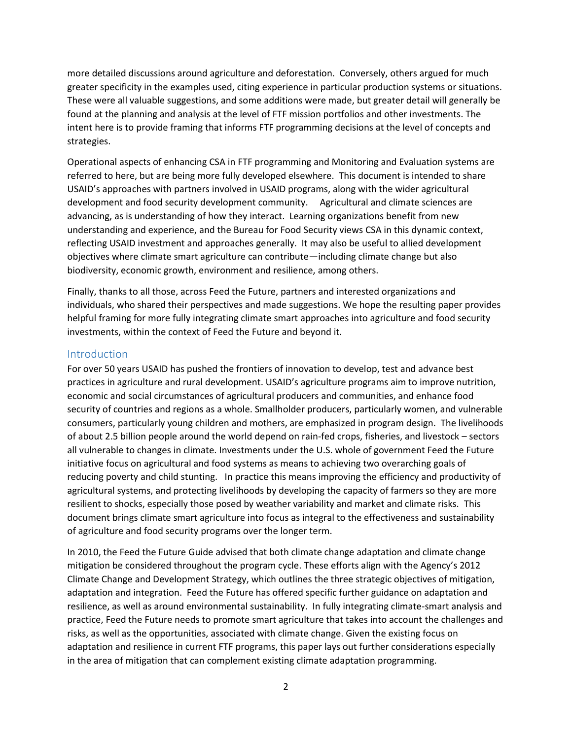more detailed discussions around agriculture and deforestation. Conversely, others argued for much greater specificity in the examples used, citing experience in particular production systems or situations. These were all valuable suggestions, and some additions were made, but greater detail will generally be found at the planning and analysis at the level of FTF mission portfolios and other investments. The intent here is to provide framing that informs FTF programming decisions at the level of concepts and strategies.

Operational aspects of enhancing CSA in FTF programming and Monitoring and Evaluation systems are referred to here, but are being more fully developed elsewhere. This document is intended to share USAID's approaches with partners involved in USAID programs, along with the wider agricultural development and food security development community. Agricultural and climate sciences are advancing, as is understanding of how they interact. Learning organizations benefit from new understanding and experience, and the Bureau for Food Security views CSA in this dynamic context, reflecting USAID investment and approaches generally. It may also be useful to allied development objectives where climate smart agriculture can contribute—including climate change but also biodiversity, economic growth, environment and resilience, among others.

Finally, thanks to all those, across Feed the Future, partners and interested organizations and individuals, who shared their perspectives and made suggestions. We hope the resulting paper provides helpful framing for more fully integrating climate smart approaches into agriculture and food security investments, within the context of Feed the Future and beyond it.

## Introduction

For over 50 years USAID has pushed the frontiers of innovation to develop, test and advance best practices in agriculture and rural development. USAID's agriculture programs aim to improve nutrition, economic and social circumstances of agricultural producers and communities, and enhance food security of countries and regions as a whole. Smallholder producers, particularly women, and vulnerable consumers, particularly young children and mothers, are emphasized in program design. The livelihoods of about 2.5 billion people around the world depend on rain-fed crops, fisheries, and livestock – sectors all vulnerable to changes in climate. Investments under the U.S. whole of government Feed the Future initiative focus on agricultural and food systems as means to achieving two overarching goals of reducing poverty and child stunting. In practice this means improving the efficiency and productivity of agricultural systems, and protecting livelihoods by developing the capacity of farmers so they are more resilient to shocks, especially those posed by weather variability and market and climate risks. This document brings climate smart agriculture into focus as integral to the effectiveness and sustainability of agriculture and food security programs over the longer term.

In 2010, the Feed the Future Guide advised that both climate change adaptation and climate change mitigation be considered throughout the program cycle. These efforts align with the Agency's 2012 Climate Change and Development Strategy, which outlines the three strategic objectives of mitigation, adaptation and integration. Feed the Future has offered specific further guidance on adaptation and resilience, as well as around environmental sustainability. In fully integrating climate-smart analysis and practice, Feed the Future needs to promote smart agriculture that takes into account the challenges and risks, as well as the opportunities, associated with climate change. Given the existing focus on adaptation and resilience in current FTF programs, this paper lays out further considerations especially in the area of mitigation that can complement existing climate adaptation programming.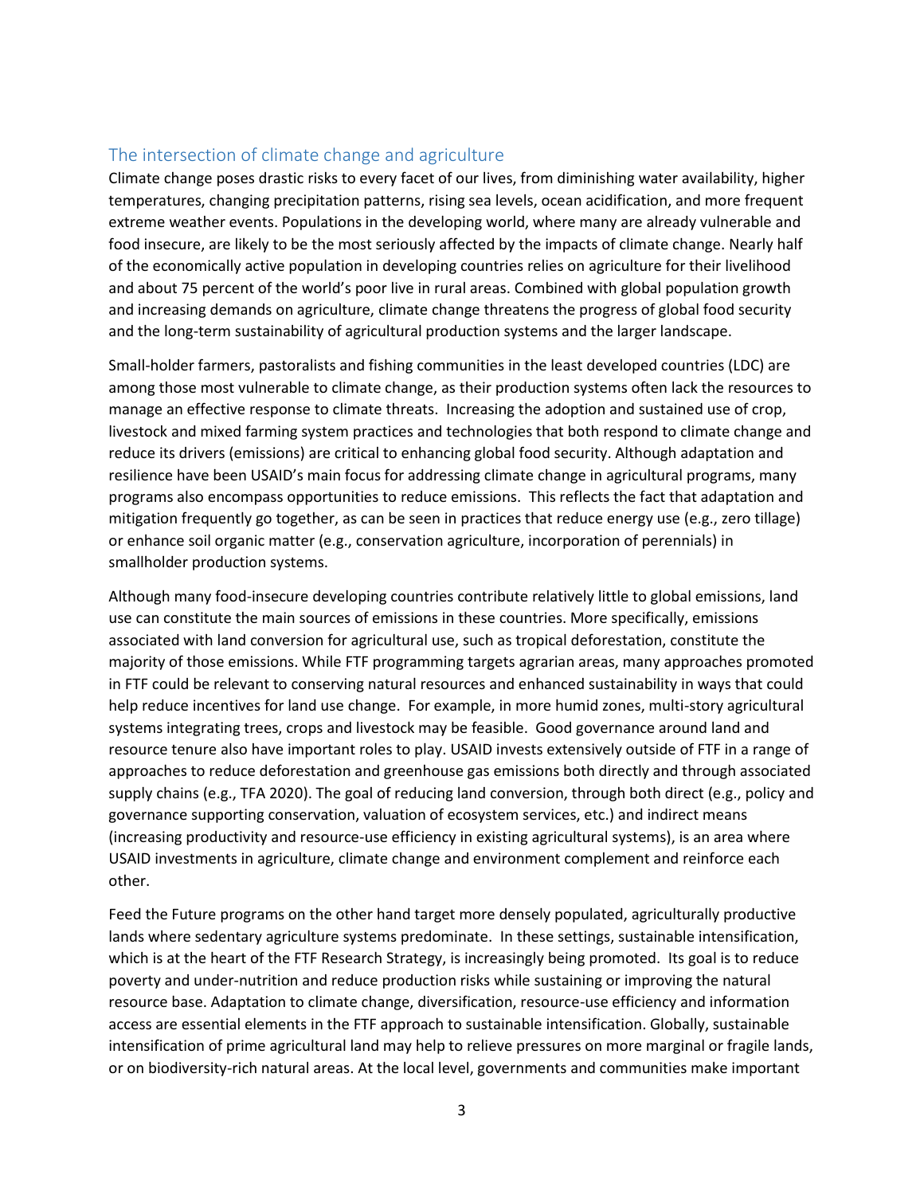## The intersection of climate change and agriculture

Climate change poses drastic risks to every facet of our lives, from diminishing water availability, higher temperatures, changing precipitation patterns, rising sea levels, ocean acidification, and more frequent extreme weather events. Populations in the developing world, where many are already vulnerable and food insecure, are likely to be the most seriously affected by the impacts of climate change. Nearly half of the economically active population in developing countries relies on agriculture for their livelihood and about 75 percent of the world's poor live in rural areas. Combined with global population growth and increasing demands on agriculture, climate change threatens the progress of global food security and the long-term sustainability of agricultural production systems and the larger landscape.

Small-holder farmers, pastoralists and fishing communities in the least developed countries (LDC) are among those most vulnerable to climate change, as their production systems often lack the resources to manage an effective response to climate threats. Increasing the adoption and sustained use of crop, livestock and mixed farming system practices and technologies that both respond to climate change and reduce its drivers (emissions) are critical to enhancing global food security. Although adaptation and resilience have been USAID's main focus for addressing climate change in agricultural programs, many programs also encompass opportunities to reduce emissions. This reflects the fact that adaptation and mitigation frequently go together, as can be seen in practices that reduce energy use (e.g., zero tillage) or enhance soil organic matter (e.g., conservation agriculture, incorporation of perennials) in smallholder production systems.

Although many food-insecure developing countries contribute relatively little to global emissions, land use can constitute the main sources of emissions in these countries. More specifically, emissions associated with land conversion for agricultural use, such as tropical deforestation, constitute the majority of those emissions. While FTF programming targets agrarian areas, many approaches promoted in FTF could be relevant to conserving natural resources and enhanced sustainability in ways that could help reduce incentives for land use change. For example, in more humid zones, multi-story agricultural systems integrating trees, crops and livestock may be feasible. Good governance around land and resource tenure also have important roles to play. USAID invests extensively outside of FTF in a range of approaches to reduce deforestation and greenhouse gas emissions both directly and through associated supply chains (e.g., TFA 2020). The goal of reducing land conversion, through both direct (e.g., policy and governance supporting conservation, valuation of ecosystem services, etc.) and indirect means (increasing productivity and resource-use efficiency in existing agricultural systems), is an area where USAID investments in agriculture, climate change and environment complement and reinforce each other.

Feed the Future programs on the other hand target more densely populated, agriculturally productive lands where sedentary agriculture systems predominate. In these settings, sustainable intensification, which is at the heart of the FTF Research Strategy, is increasingly being promoted. Its goal is to reduce poverty and under-nutrition and reduce production risks while sustaining or improving the natural resource base. Adaptation to climate change, diversification, resource-use efficiency and information access are essential elements in the FTF approach to sustainable intensification. Globally, sustainable intensification of prime agricultural land may help to relieve pressures on more marginal or fragile lands, or on biodiversity-rich natural areas. At the local level, governments and communities make important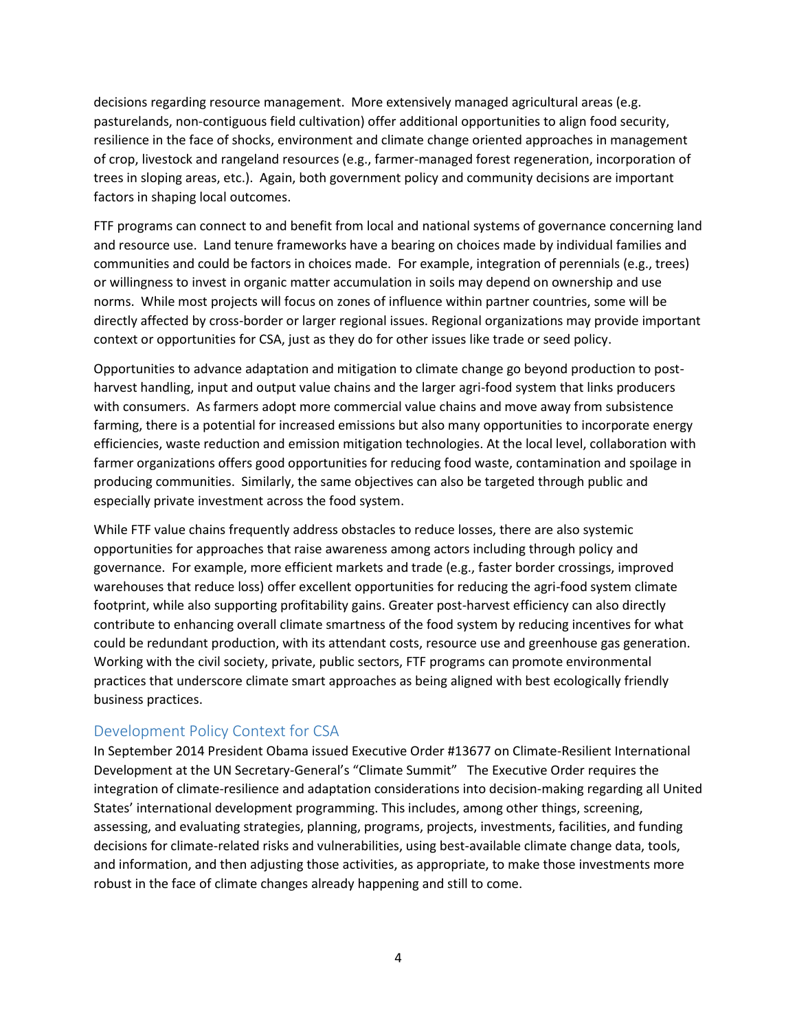decisions regarding resource management. More extensively managed agricultural areas (e.g. pasturelands, non-contiguous field cultivation) offer additional opportunities to align food security, resilience in the face of shocks, environment and climate change oriented approaches in management of crop, livestock and rangeland resources (e.g., farmer-managed forest regeneration, incorporation of trees in sloping areas, etc.). Again, both government policy and community decisions are important factors in shaping local outcomes.

FTF programs can connect to and benefit from local and national systems of governance concerning land and resource use. Land tenure frameworks have a bearing on choices made by individual families and communities and could be factors in choices made. For example, integration of perennials (e.g., trees) or willingness to invest in organic matter accumulation in soils may depend on ownership and use norms. While most projects will focus on zones of influence within partner countries, some will be directly affected by cross-border or larger regional issues. Regional organizations may provide important context or opportunities for CSA, just as they do for other issues like trade or seed policy.

Opportunities to advance adaptation and mitigation to climate change go beyond production to post-harvest handling, input and output value chains and the larger agri-food system that links producers with consumers. As farmers adopt more commercial value chains and move away from subsistence farming, there is a potential for increased emissions but also many opportunities to incorporate energy efficiencies, waste reduction and emission mitigation technologies. At the local level, collaboration with farmer organizations offers good opportunities for reducing food waste, contamination and spoilage in producing communities. Similarly, the same objectives can also be targeted through public and especially private investment across the food system.

While FTF value chains frequently address obstacles to reduce losses, there are also systemic opportunities for approaches that raise awareness among actors including through policy and governance. For example, more efficient markets and trade (e.g., faster border crossings, improved warehouses that reduce loss) offer excellent opportunities for reducing the agri-food system climate footprint, while also supporting profitability gains. Greater post-harvest efficiency can also directly contribute to enhancing overall climate smartness of the food system by reducing incentives for what could be redundant production, with its attendant costs, resource use and greenhouse gas generation. Working with the civil society, private, public sectors, FTF programs can promote environmental practices that underscore climate smart approaches as being aligned with best ecologically friendly business practices.

## Development Policy Context for CSA

In September 2014 President Obama issued Executive Order #13677 on Climate-Resilient International Development at the UN Secretary-General's "Climate Summit" The Executive Order requires the integration of climate-resilience and adaptation considerations into decision-making regarding all United States' international development programming. This includes, among other things, screening, assessing, and evaluating strategies, planning, programs, projects, investments, facilities, and funding decisions for climate-related risks and vulnerabilities, using best-available climate change data, tools, and information, and then adjusting those activities, as appropriate, to make those investments more robust in the face of climate changes already happening and still to come.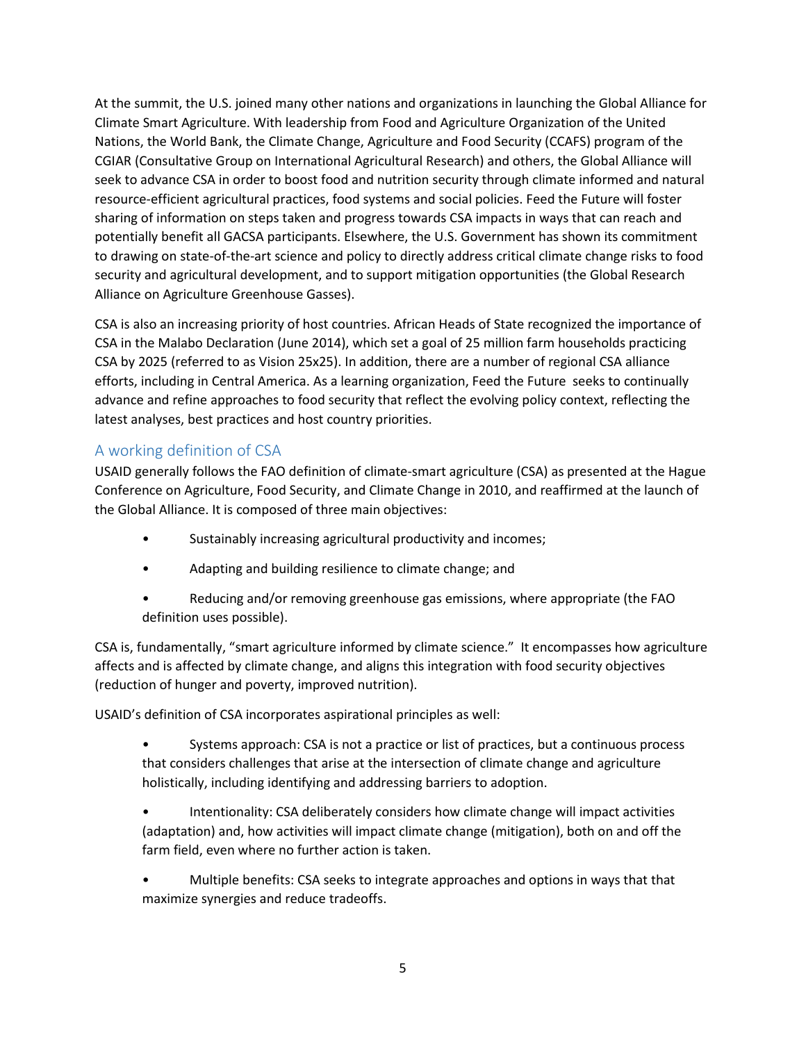At the summit, the U.S. joined many other nations and organizations in launching the Global Alliance for Climate Smart Agriculture. With leadership from Food and Agriculture Organization of the United Nations, the World Bank, the Climate Change, Agriculture and Food Security (CCAFS) program of the CGIAR (Consultative Group on International Agricultural Research) and others, the Global Alliance will seek to advance CSA in order to boost food and nutrition security through climate informed and natural resource-efficient agricultural practices, food systems and social policies. Feed the Future will foster sharing of information on steps taken and progress towards CSA impacts in ways that can reach and potentially benefit all GACSA participants. Elsewhere, the U.S. Government has shown its commitment to drawing on state-of-the-art science and policy to directly address critical climate change risks to food security and agricultural development, and to support mitigation opportunities (the Global Research Alliance on Agriculture Greenhouse Gasses).

CSA is also an increasing priority of host countries. African Heads of State recognized the importance of CSA in the Malabo Declaration (June 2014), which set a goal of 25 million farm households practicing CSA by 2025 (referred to as Vision 25x25). In addition, there are a number of regional CSA alliance efforts, including in Central America. As a learning organization, Feed the Future seeks to continually advance and refine approaches to food security that reflect the evolving policy context, reflecting the latest analyses, best practices and host country priorities.

## A working definition of CSA

USAID generally follows the FAO definition of climate-smart agriculture (CSA) as presented at the Hague Conference on Agriculture, Food Security, and Climate Change in 2010, and reaffirmed at the launch of the Global Alliance. It is composed of three main objectives:

- Sustainably increasing agricultural productivity and incomes;
- Adapting and building resilience to climate change; and
- Reducing and/or removing greenhouse gas emissions, where appropriate (the FAO definition uses possible).

CSA is, fundamentally, "smart agriculture informed by climate science." It encompasses how agriculture affects and is affected by climate change, and aligns this integration with food security objectives (reduction of hunger and poverty, improved nutrition).

USAID's definition of CSA incorporates aspirational principles as well:

- Systems approach: CSA is not a practice or list of practices, but a continuous process that considers challenges that arise at the intersection of climate change and agriculture holistically, including identifying and addressing barriers to adoption.
- Intentionality: CSA deliberately considers how climate change will impact activities (adaptation) and, how activities will impact climate change (mitigation), both on and off the farm field, even where no further action is taken.
- Multiple benefits: CSA seeks to integrate approaches and options in ways that that maximize synergies and reduce tradeoffs.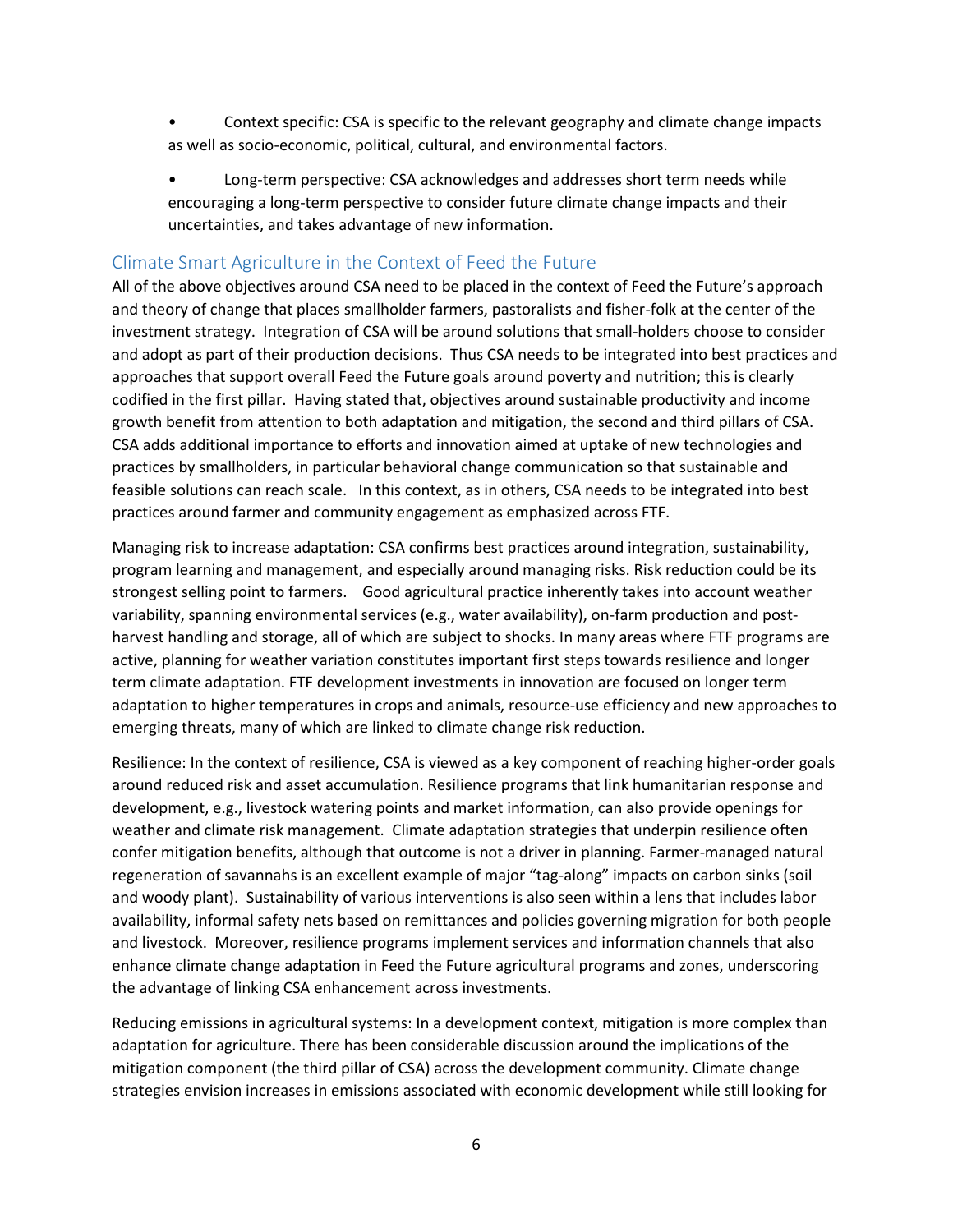- Context specific: CSA is specific to the relevant geography and climate change impacts as well as socio-economic, political, cultural, and environmental factors.
- Long-term perspective: CSA acknowledges and addresses short term needs while encouraging a long-term perspective to consider future climate change impacts and their uncertainties, and takes advantage of new information.

## Climate Smart Agriculture in the Context of Feed the Future

All of the above objectives around CSA need to be placed in the context of Feed the Future's approach and theory of change that places smallholder farmers, pastoralists and fisher-folk at the center of the investment strategy. Integration of CSA will be around solutions that small-holders choose to consider and adopt as part of their production decisions. Thus CSA needs to be integrated into best practices and approaches that support overall Feed the Future goals around poverty and nutrition; this is clearly codified in the first pillar. Having stated that, objectives around sustainable productivity and income growth benefit from attention to both adaptation and mitigation, the second and third pillars of CSA. CSA adds additional importance to efforts and innovation aimed at uptake of new technologies and practices by smallholders, in particular behavioral change communication so that sustainable and feasible solutions can reach scale. In this context, as in others, CSA needs to be integrated into best practices around farmer and community engagement as emphasized across FTF.

Managing risk to increase adaptation: CSA confirms best practices around integration, sustainability, program learning and management, and especially around managing risks. Risk reduction could be its strongest selling point to farmers. Good agricultural practice inherently takes into account weather variability, spanning environmental services (e.g., water availability), on-farm production and post-harvest handling and storage, all of which are subject to shocks. In many areas where FTF programs are active, planning for weather variation constitutes important first steps towards resilience and longer term climate adaptation. FTF development investments in innovation are focused on longer term adaptation to higher temperatures in crops and animals, resource-use efficiency and new approaches to emerging threats, many of which are linked to climate change risk reduction.

Resilience: In the context of resilience, CSA is viewed as a key component of reaching higher-order goals around reduced risk and asset accumulation. Resilience programs that link humanitarian response and development, e.g., livestock watering points and market information, can also provide openings for weather and climate risk management. Climate adaptation strategies that underpin resilience often confer mitigation benefits, although that outcome is not a driver in planning. Farmer-managed natural regeneration of savannahs is an excellent example of major "tag-along" impacts on carbon sinks (soil and woody plant). Sustainability of various interventions is also seen within a lens that includes labor availability, informal safety nets based on remittances and policies governing migration for both people and livestock. Moreover, resilience programs implement services and information channels that also enhance climate change adaptation in Feed the Future agricultural programs and zones, underscoring the advantage of linking CSA enhancement across investments.

Reducing emissions in agricultural systems: In a development context, mitigation is more complex than adaptation for agriculture. There has been considerable discussion around the implications of the mitigation component (the third pillar of CSA) across the development community. Climate change strategies envision increases in emissions associated with economic development while still looking for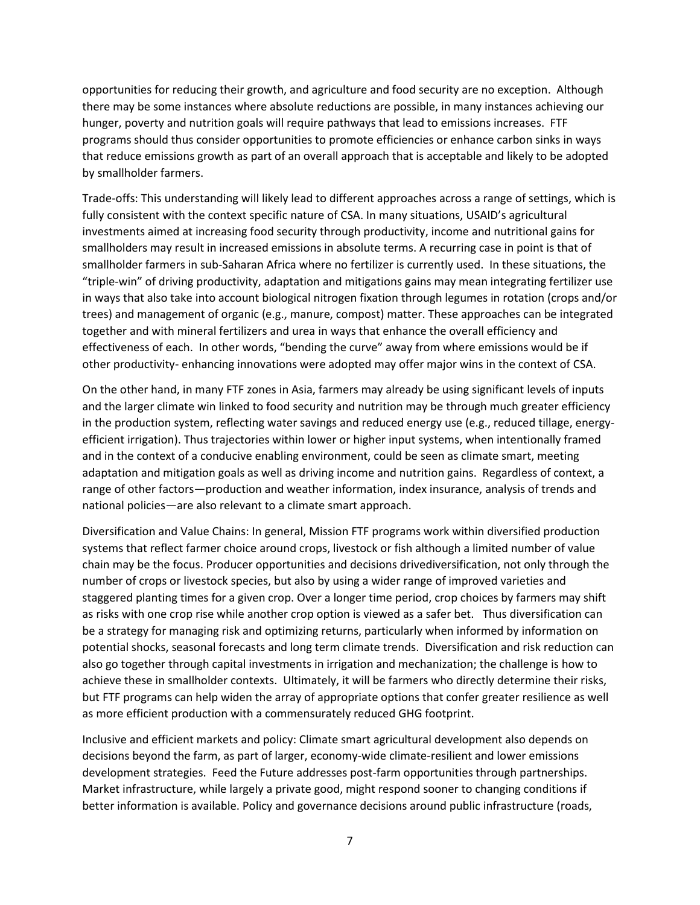opportunities for reducing their growth, and agriculture and food security are no exception. Although there may be some instances where absolute reductions are possible, in many instances achieving our hunger, poverty and nutrition goals will require pathways that lead to emissions increases. FTF programs should thus consider opportunities to promote efficiencies or enhance carbon sinks in ways that reduce emissions growth as part of an overall approach that is acceptable and likely to be adopted by smallholder farmers.

Trade-offs: This understanding will likely lead to different approaches across a range of settings, which is fully consistent with the context specific nature of CSA. In many situations, USAID's agricultural investments aimed at increasing food security through productivity, income and nutritional gains for smallholders may result in increased emissions in absolute terms. A recurring case in point is that of smallholder farmers in sub-Saharan Africa where no fertilizer is currently used. In these situations, the "triple-win" of driving productivity, adaptation and mitigations gains may mean integrating fertilizer use in ways that also take into account biological nitrogen fixation through legumes in rotation (crops and/or trees) and management of organic (e.g., manure, compost) matter. These approaches can be integrated together and with mineral fertilizers and urea in ways that enhance the overall efficiency and effectiveness of each. In other words, "bending the curve" away from where emissions would be if other productivity- enhancing innovations were adopted may offer major wins in the context of CSA.

On the other hand, in many FTF zones in Asia, farmers may already be using significant levels of inputs and the larger climate win linked to food security and nutrition may be through much greater efficiency in the production system, reflecting water savings and reduced energy use (e.g., reduced tillage, energy-efficient irrigation). Thus trajectories within lower or higher input systems, when intentionally framed and in the context of a conducive enabling environment, could be seen as climate smart, meeting adaptation and mitigation goals as well as driving income and nutrition gains. Regardless of context, a range of other factors—production and weather information, index insurance, analysis of trends and national policies—are also relevant to a climate smart approach.

Diversification and Value Chains: In general, Mission FTF programs work within diversified production systems that reflect farmer choice around crops, livestock or fish although a limited number of value chain may be the focus. Producer opportunities and decisions drivediversification, not only through the number of crops or livestock species, but also by using a wider range of improved varieties and staggered planting times for a given crop. Over a longer time period, crop choices by farmers may shift as risks with one crop rise while another crop option is viewed as a safer bet. Thus diversification can be a strategy for managing risk and optimizing returns, particularly when informed by information on potential shocks, seasonal forecasts and long term climate trends. Diversification and risk reduction can also go together through capital investments in irrigation and mechanization; the challenge is how to achieve these in smallholder contexts. Ultimately, it will be farmers who directly determine their risks, but FTF programs can help widen the array of appropriate options that confer greater resilience as well as more efficient production with a commensurately reduced GHG footprint.

Inclusive and efficient markets and policy: Climate smart agricultural development also depends on decisions beyond the farm, as part of larger, economy-wide climate-resilient and lower emissions development strategies. Feed the Future addresses post-farm opportunities through partnerships. Market infrastructure, while largely a private good, might respond sooner to changing conditions if better information is available. Policy and governance decisions around public infrastructure (roads,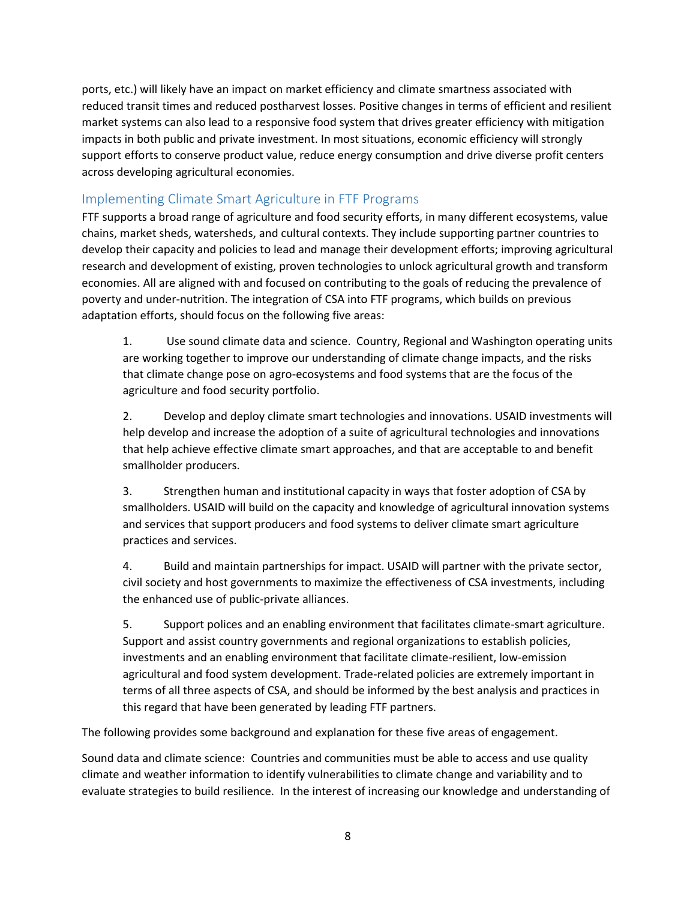ports, etc.) will likely have an impact on market efficiency and climate smartness associated with reduced transit times and reduced postharvest losses. Positive changes in terms of efficient and resilient market systems can also lead to a responsive food system that drives greater efficiency with mitigation impacts in both public and private investment. In most situations, economic efficiency will strongly support efforts to conserve product value, reduce energy consumption and drive diverse profit centers across developing agricultural economies.

## Implementing Climate Smart Agriculture in FTF Programs

FTF supports a broad range of agriculture and food security efforts, in many different ecosystems, value chains, market sheds, watersheds, and cultural contexts. They include supporting partner countries to develop their capacity and policies to lead and manage their development efforts; improving agricultural research and development of existing, proven technologies to unlock agricultural growth and transform economies. All are aligned with and focused on contributing to the goals of reducing the prevalence of poverty and under-nutrition. The integration of CSA into FTF programs, which builds on previous adaptation efforts, should focus on the following five areas:

1. Use sound climate data and science. Country, Regional and Washington operating units are working together to improve our understanding of climate change impacts, and the risks that climate change pose on agro-ecosystems and food systems that are the focus of the agriculture and food security portfolio.

2. Develop and deploy climate smart technologies and innovations. USAID investments will help develop and increase the adoption of a suite of agricultural technologies and innovations that help achieve effective climate smart approaches, and that are acceptable to and benefit smallholder producers.

3. Strengthen human and institutional capacity in ways that foster adoption of CSA by smallholders. USAID will build on the capacity and knowledge of agricultural innovation systems and services that support producers and food systems to deliver climate smart agriculture practices and services.

4. Build and maintain partnerships for impact. USAID will partner with the private sector, civil society and host governments to maximize the effectiveness of CSA investments, including the enhanced use of public-private alliances.

5. Support polices and an enabling environment that facilitates climate-smart agriculture. Support and assist country governments and regional organizations to establish policies, investments and an enabling environment that facilitate climate-resilient, low-emission agricultural and food system development. Trade-related policies are extremely important in terms of all three aspects of CSA, and should be informed by the best analysis and practices in this regard that have been generated by leading FTF partners.

The following provides some background and explanation for these five areas of engagement.

Sound data and climate science: Countries and communities must be able to access and use quality climate and weather information to identify vulnerabilities to climate change and variability and to evaluate strategies to build resilience. In the interest of increasing our knowledge and understanding of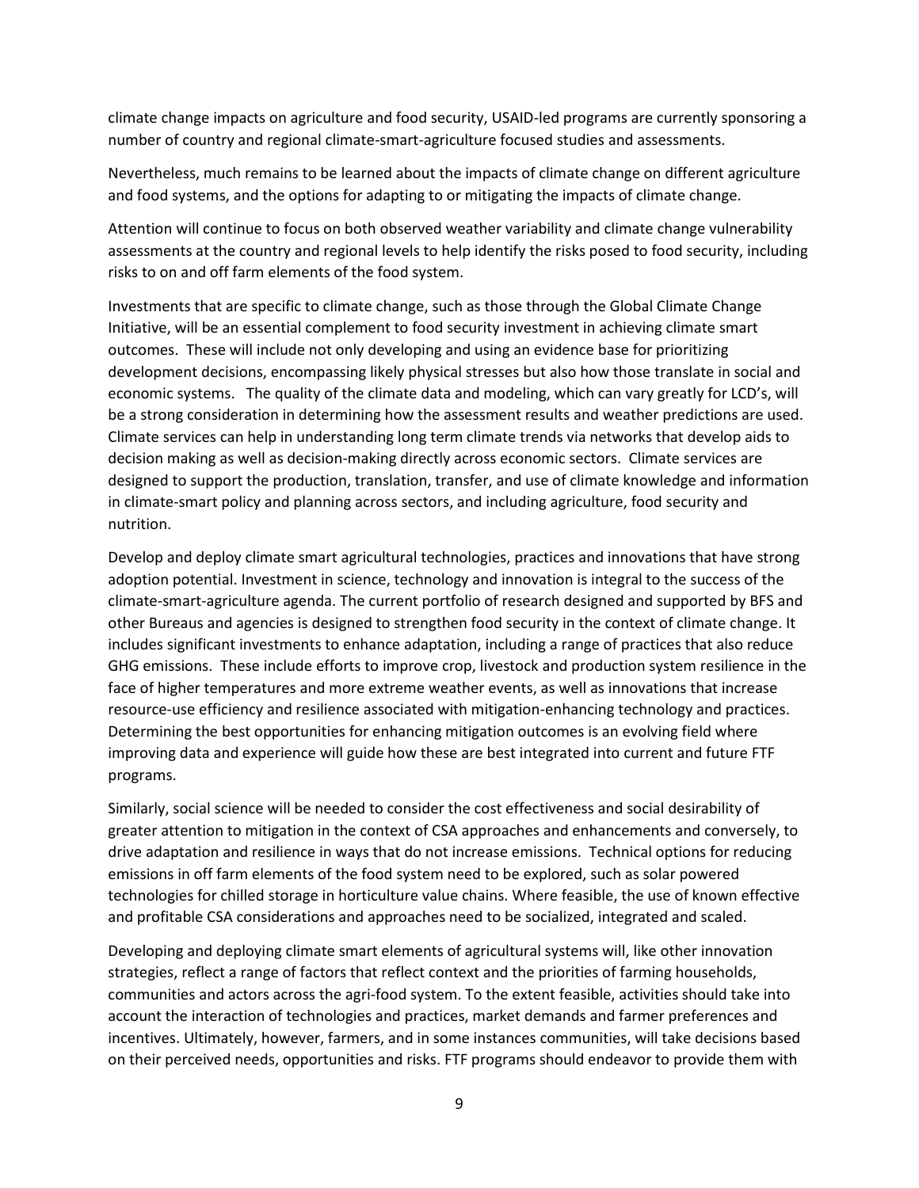climate change impacts on agriculture and food security, USAID-led programs are currently sponsoring a number of country and regional climate-smart-agriculture focused studies and assessments.

Nevertheless, much remains to be learned about the impacts of climate change on different agriculture and food systems, and the options for adapting to or mitigating the impacts of climate change.

Attention will continue to focus on both observed weather variability and climate change vulnerability assessments at the country and regional levels to help identify the risks posed to food security, including risks to on and off farm elements of the food system.

Investments that are specific to climate change, such as those through the Global Climate Change Initiative, will be an essential complement to food security investment in achieving climate smart outcomes. These will include not only developing and using an evidence base for prioritizing development decisions, encompassing likely physical stresses but also how those translate in social and economic systems. The quality of the climate data and modeling, which can vary greatly for LCD's, will be a strong consideration in determining how the assessment results and weather predictions are used. Climate services can help in understanding long term climate trends via networks that develop aids to decision making as well as decision-making directly across economic sectors. Climate services are designed to support the production, translation, transfer, and use of climate knowledge and information in climate-smart policy and planning across sectors, and including agriculture, food security and nutrition.

Develop and deploy climate smart agricultural technologies, practices and innovations that have strong adoption potential. Investment in science, technology and innovation is integral to the success of the climate-smart-agriculture agenda. The current portfolio of research designed and supported by BFS and other Bureaus and agencies is designed to strengthen food security in the context of climate change. It includes significant investments to enhance adaptation, including a range of practices that also reduce GHG emissions. These include efforts to improve crop, livestock and production system resilience in the face of higher temperatures and more extreme weather events, as well as innovations that increase resource-use efficiency and resilience associated with mitigation-enhancing technology and practices. Determining the best opportunities for enhancing mitigation outcomes is an evolving field where improving data and experience will guide how these are best integrated into current and future FTF programs.

Similarly, social science will be needed to consider the cost effectiveness and social desirability of greater attention to mitigation in the context of CSA approaches and enhancements and conversely, to drive adaptation and resilience in ways that do not increase emissions. Technical options for reducing emissions in off farm elements of the food system need to be explored, such as solar powered technologies for chilled storage in horticulture value chains. Where feasible, the use of known effective and profitable CSA considerations and approaches need to be socialized, integrated and scaled.

Developing and deploying climate smart elements of agricultural systems will, like other innovation strategies, reflect a range of factors that reflect context and the priorities of farming households, communities and actors across the agri-food system. To the extent feasible, activities should take into account the interaction of technologies and practices, market demands and farmer preferences and incentives. Ultimately, however, farmers, and in some instances communities, will take decisions based on their perceived needs, opportunities and risks. FTF programs should endeavor to provide them with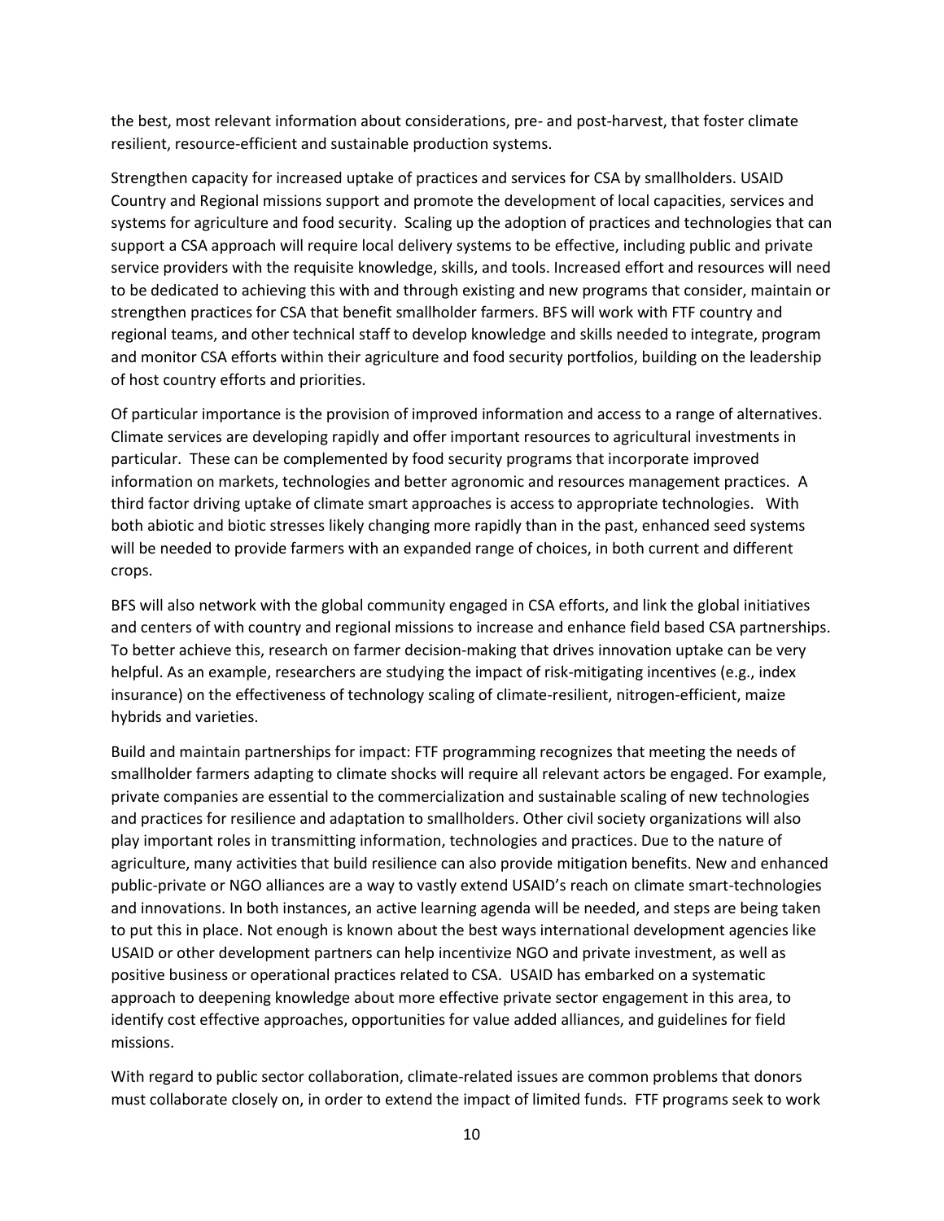the best, most relevant information about considerations, pre- and post-harvest, that foster climate resilient, resource-efficient and sustainable production systems.

Strengthen capacity for increased uptake of practices and services for CSA by smallholders. USAID Country and Regional missions support and promote the development of local capacities, services and systems for agriculture and food security. Scaling up the adoption of practices and technologies that can support a CSA approach will require local delivery systems to be effective, including public and private service providers with the requisite knowledge, skills, and tools. Increased effort and resources will need to be dedicated to achieving this with and through existing and new programs that consider, maintain or strengthen practices for CSA that benefit smallholder farmers. BFS will work with FTF country and regional teams, and other technical staff to develop knowledge and skills needed to integrate, program and monitor CSA efforts within their agriculture and food security portfolios, building on the leadership of host country efforts and priorities.

Of particular importance is the provision of improved information and access to a range of alternatives. Climate services are developing rapidly and offer important resources to agricultural investments in particular. These can be complemented by food security programs that incorporate improved information on markets, technologies and better agronomic and resources management practices. A third factor driving uptake of climate smart approaches is access to appropriate technologies. With both abiotic and biotic stresses likely changing more rapidly than in the past, enhanced seed systems will be needed to provide farmers with an expanded range of choices, in both current and different crops.

BFS will also network with the global community engaged in CSA efforts, and link the global initiatives and centers of with country and regional missions to increase and enhance field based CSA partnerships. To better achieve this, research on farmer decision-making that drives innovation uptake can be very helpful. As an example, researchers are studying the impact of risk-mitigating incentives (e.g., index insurance) on the effectiveness of technology scaling of climate-resilient, nitrogen-efficient, maize hybrids and varieties.

Build and maintain partnerships for impact: FTF programming recognizes that meeting the needs of smallholder farmers adapting to climate shocks will require all relevant actors be engaged. For example, private companies are essential to the commercialization and sustainable scaling of new technologies and practices for resilience and adaptation to smallholders. Other civil society organizations will also play important roles in transmitting information, technologies and practices. Due to the nature of agriculture, many activities that build resilience can also provide mitigation benefits. New and enhanced public-private or NGO alliances are a way to vastly extend USAID's reach on climate smart-technologies and innovations. In both instances, an active learning agenda will be needed, and steps are being taken to put this in place. Not enough is known about the best ways international development agencies like USAID or other development partners can help incentivize NGO and private investment, as well as positive business or operational practices related to CSA. USAID has embarked on a systematic approach to deepening knowledge about more effective private sector engagement in this area, to identify cost effective approaches, opportunities for value added alliances, and guidelines for field missions.

With regard to public sector collaboration, climate-related issues are common problems that donors must collaborate closely on, in order to extend the impact of limited funds. FTF programs seek to work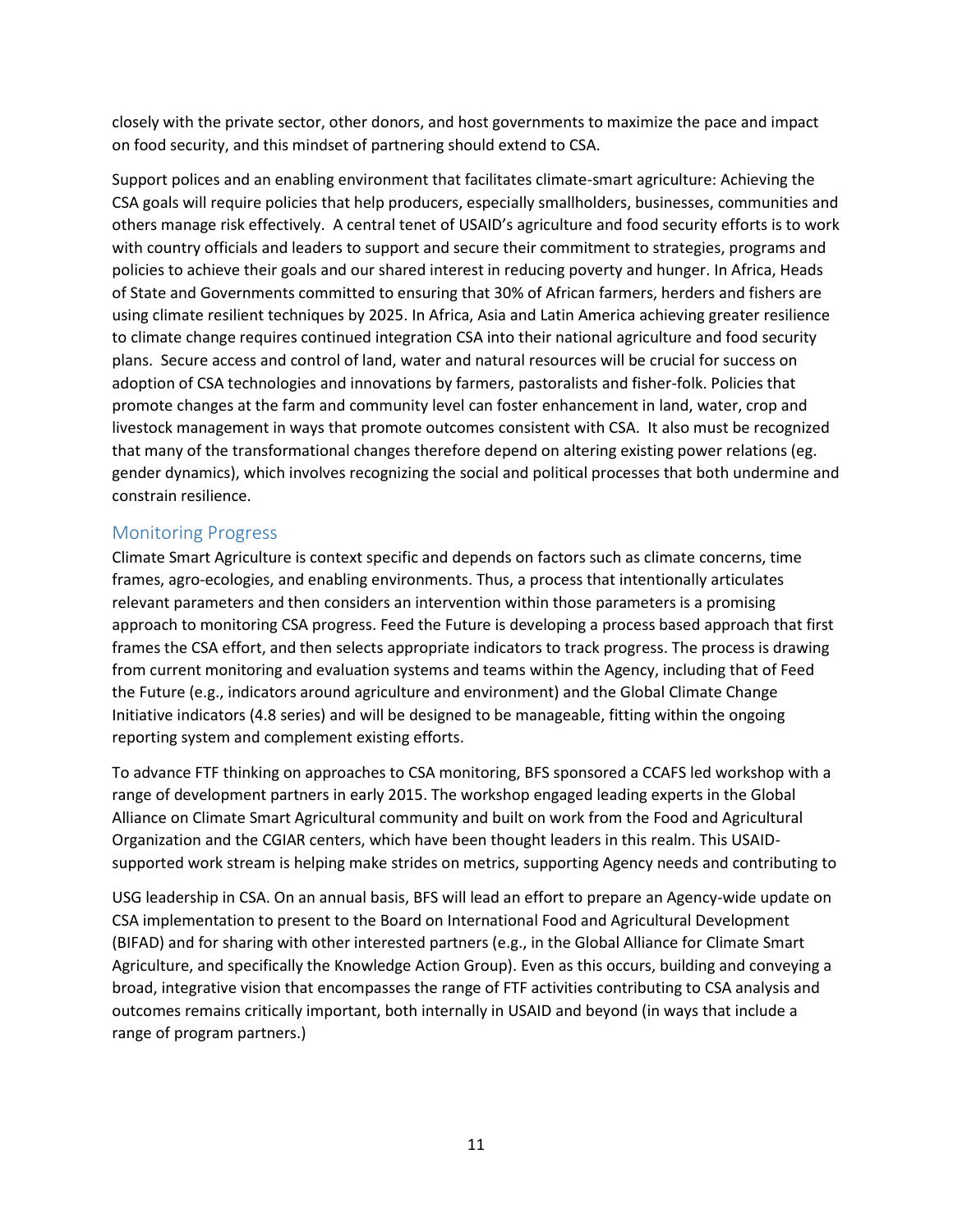closely with the private sector, other donors, and host governments to maximize the pace and impact on food security, and this mindset of partnering should extend to CSA.

Support polices and an enabling environment that facilitates climate-smart agriculture: Achieving the CSA goals will require policies that help producers, especially smallholders, businesses, communities and others manage risk effectively. A central tenet of USAID's agriculture and food security efforts is to work with country officials and leaders to support and secure their commitment to strategies, programs and policies to achieve their goals and our shared interest in reducing poverty and hunger. In Africa, Heads of State and Governments committed to ensuring that 30% of African farmers, herders and fishers are using climate resilient techniques by 2025. In Africa, Asia and Latin America achieving greater resilience to climate change requires continued integration CSA into their national agriculture and food security plans. Secure access and control of land, water and natural resources will be crucial for success on adoption of CSA technologies and innovations by farmers, pastoralists and fisher-folk. Policies that promote changes at the farm and community level can foster enhancement in land, water, crop and livestock management in ways that promote outcomes consistent with CSA. It also must be recognized that many of the transformational changes therefore depend on altering existing power relations (eg. gender dynamics), which involves recognizing the social and political processes that both undermine and constrain resilience.

## Monitoring Progress

Climate Smart Agriculture is context specific and depends on factors such as climate concerns, time frames, agro-ecologies, and enabling environments. Thus, a process that intentionally articulates relevant parameters and then considers an intervention within those parameters is a promising approach to monitoring CSA progress. Feed the Future is developing a process based approach that first frames the CSA effort, and then selects appropriate indicators to track progress. The process is drawing from current monitoring and evaluation systems and teams within the Agency, including that of Feed the Future (e.g., indicators around agriculture and environment) and the Global Climate Change Initiative indicators (4.8 series) and will be designed to be manageable, fitting within the ongoing reporting system and complement existing efforts.

To advance FTF thinking on approaches to CSA monitoring, BFS sponsored a CCAFS led workshop with a range of development partners in early 2015. The workshop engaged leading experts in the Global Alliance on Climate Smart Agricultural community and built on work from the Food and Agricultural Organization and the CGIAR centers, which have been thought leaders in this realm. This USAID-supported work stream is helping make strides on metrics, supporting Agency needs and contributing to USG leadership in CSA. On an annual basis, BFS will lead an effort to prepare an Agency-wide update on CSA implementation to present to the Board on International Food and Agricultural Development (BIFAD) and for sharing with other interested partners (e.g., in the Global Alliance for Climate Smart Agriculture, and specifically the Knowledge Action Group). Even as this occurs, building and conveying a broad, integrative vision that encompasses the range of FTF activities contributing to CSA analysis and outcomes remains critically important, both internally in USAID and beyond (in ways that include a range of program partners.)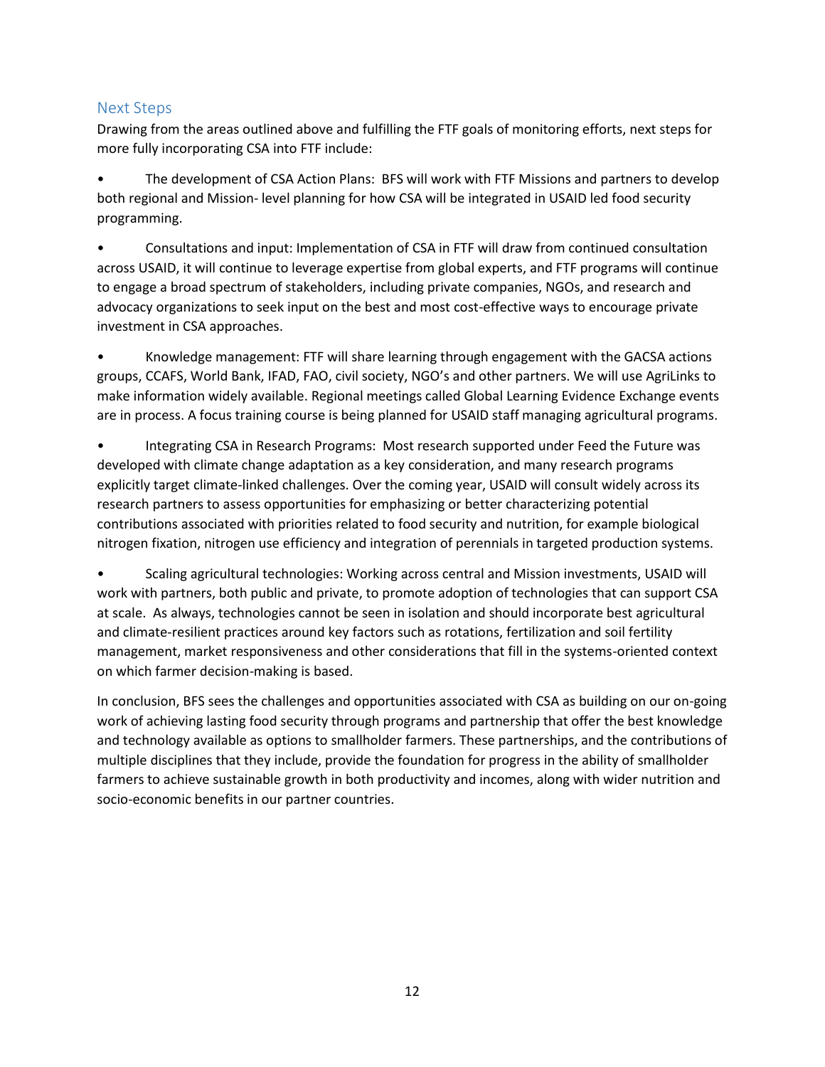## Next Steps

Drawing from the areas outlined above and fulfilling the FTF goals of monitoring efforts, next steps for more fully incorporating CSA into FTF include:

- The development of CSA Action Plans: BFS will work with FTF Missions and partners to develop both regional and Mission- level planning for how CSA will be integrated in USAID led food security programming.
- Consultations and input: Implementation of CSA in FTF will draw from continued consultation across USAID, it will continue to leverage expertise from global experts, and FTF programs will continue to engage a broad spectrum of stakeholders, including private companies, NGOs, and research and advocacy organizations to seek input on the best and most cost-effective ways to encourage private investment in CSA approaches.
- Knowledge management: FTF will share learning through engagement with the GACSA actions groups, CCAFS, World Bank, IFAD, FAO, civil society, NGO's and other partners. We will use AgriLinks to make information widely available. Regional meetings called Global Learning Evidence Exchange events are in process. A focus training course is being planned for USAID staff managing agricultural programs.
- Integrating CSA in Research Programs: Most research supported under Feed the Future was developed with climate change adaptation as a key consideration, and many research programs explicitly target climate-linked challenges. Over the coming year, USAID will consult widely across its research partners to assess opportunities for emphasizing or better characterizing potential contributions associated with priorities related to food security and nutrition, for example biological nitrogen fixation, nitrogen use efficiency and integration of perennials in targeted production systems.
- Scaling agricultural technologies: Working across central and Mission investments, USAID will work with partners, both public and private, to promote adoption of technologies that can support CSA at scale. As always, technologies cannot be seen in isolation and should incorporate best agricultural and climate-resilient practices around key factors such as rotations, fertilization and soil fertility management, market responsiveness and other considerations that fill in the systems-oriented context on which farmer decision-making is based.

In conclusion, BFS sees the challenges and opportunities associated with CSA as building on our on-going work of achieving lasting food security through programs and partnership that offer the best knowledge and technology available as options to smallholder farmers. These partnerships, and the contributions of multiple disciplines that they include, provide the foundation for progress in the ability of smallholder farmers to achieve sustainable growth in both productivity and incomes, along with wider nutrition and socio-economic benefits in our partner countries.